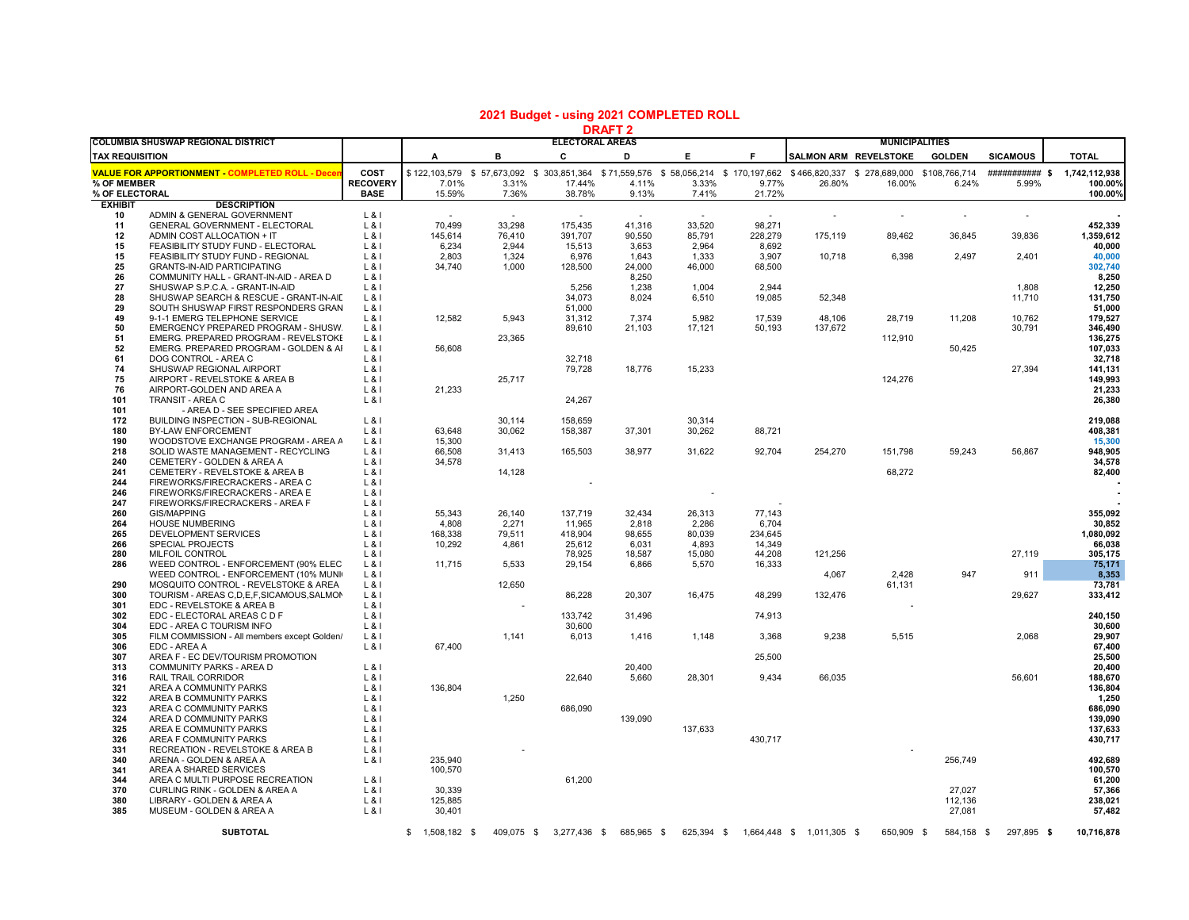# 2021 Budget - using 2021 COMPLETED ROLL

## DRAFT 2

| COLUMBIA SHUSWAP REGIONAL DISTRICT | | | ELECTORAL AREAS | | | | | | MUNICIPALITIES | | | | |
|---|---|---|---|---|---|---|---|---|---|---|---|---|---|
| **TAX REQUISITION** | | | **A** | **B** | **C** | **D** | **E** | **F** | **SALMON ARM** | **REVELSTOKE** | **GOLDEN** | **SICAMOUS** | **TOTAL** |
| **VALUE FOR APPORTIONMENT - COMPLETED ROLL - Decem** | | **COST** | $ 122,103,579 | $ 57,673,092 | $ 303,851,364 | $ 71,559,576 | $ 58,056,214 | $ 170,197,662 | $ 466,820,337 | $ 278,689,000 | $ 108,766,714 | ########### | $ 1,742,112,938 |
| **% OF MEMBER** | | **RECOVERY** | 7.01% | 3.31% | 17.44% | 4.11% | 3.33% | 9.77% | 26.80% | 16.00% | 6.24% | 5.99% | 100.00% |
| **% OF ELECTORAL** | | **BASE** | 15.59% | 7.36% | 38.78% | 9.13% | 7.41% | 21.72% | | | | | 100.00% |
| **EXHIBIT** | **DESCRIPTION** | | | | | | | | | | | | |
| 10 | ADMIN & GENERAL GOVERNMENT | L & I | - | - | - | - | - | - | - | - | - | - | - |
| 11 | GENERAL GOVERNMENT - ELECTORAL | L & I | 70,499 | 33,298 | 175,435 | 41,316 | 33,520 | 98,271 | | | | | 452,339 |
| 12 | ADMIN COST ALLOCATION + IT | L & I | 145,614 | 76,410 | 391,707 | 90,550 | 85,791 | 228,279 | 175,119 | 89,462 | 36,845 | 39,836 | 1,359,612 |
| 15 | FEASIBILITY STUDY FUND - ELECTORAL | L & I | 6,234 | 2,944 | 15,513 | 3,653 | 2,964 | 8,692 | | | | | 40,000 |
| 15 | FEASIBILITY STUDY FUND - REGIONAL | L & I | 2,803 | 1,324 | 6,976 | 1,643 | 1,333 | 3,907 | 10,718 | 6,398 | 2,497 | 2,401 | 40,000 |
| 25 | GRANTS-IN-AID PARTICIPATING | L & I | 34,740 | 1,000 | 128,500 | 24,000 | 46,000 | 68,500 | | | | | 302,740 |
| 26 | COMMUNITY HALL - GRANT-IN-AID - AREA D | L & I | | | | 8,250 | | | | | | | 8,250 |
| 27 | SHUSWAP S.P.C.A. - GRANT-IN-AID | L & I | | | 5,256 | 1,238 | 1,004 | 2,944 | | | | 1,808 | 12,250 |
| 28 | SHUSWAP SEARCH & RESCUE - GRANT-IN-AIC | L & I | | | 34,073 | 8,024 | 6,510 | 19,085 | 52,348 | | | 11,710 | 131,750 |
| 29 | SOUTH SHUSWAP FIRST RESPONDERS GRAN | L & I | | | 51,000 | | | | | | | | 51,000 |
| 49 | 9-1-1 EMERG TELEPHONE SERVICE | L & I | 12,582 | 5,943 | 31,312 | 7,374 | 5,982 | 17,539 | 48,106 | 28,719 | 11,208 | 10,762 | 179,527 |
| 50 | EMERGENCY PREPARED PROGRAM - SHUSW. | L & I | | | 89,610 | 21,103 | 17,121 | 50,193 | 137,672 | | | 30,791 | 346,490 |
| 51 | EMERG. PREPARED PROGRAM - REVELSTOKE | L & I | | 23,365 | | | | | | 112,910 | | | 136,275 |
| 52 | EMERG. PREPARED PROGRAM - GOLDEN & AI | L & I | 56,608 | | | | | | | | 50,425 | | 107,033 |
| 61 | DOG CONTROL - AREA C | L & I | | | 32,718 | | | | | | | | 32,718 |
| 74 | SHUSWAP REGIONAL AIRPORT | L & I | | | 79,728 | 18,776 | 15,233 | | | | | 27,394 | 141,131 |
| 75 | AIRPORT - REVELSTOKE & AREA B | L & I | | 25,717 | | | | | | 124,276 | | | 149,993 |
| 76 | AIRPORT-GOLDEN AND AREA A | L & I | 21,233 | | | | | | | | | | 21,233 |
| 101 | TRANSIT - AREA C | L & I | | | 24,267 | | | | | | | | 26,380 |
| 101 | - AREA D - SEE SPECIFIED AREA | | | | | | | | | | | | |
| 172 | BUILDING INSPECTION - SUB-REGIONAL | L & I | | 30,114 | 158,659 | | 30,314 | | | | | | 219,088 |
| 180 | BY-LAW ENFORCEMENT | L & I | 63,648 | 30,062 | 158,387 | 37,301 | 30,262 | 88,721 | | | | | 408,381 |
| 190 | WOODSTOVE EXCHANGE PROGRAM - AREA A | L & I | 15,300 | | | | | | | | | | 15,300 |
| 218 | SOLID WASTE MANAGEMENT - RECYCLING | L & I | 66,508 | 31,413 | 165,503 | 38,977 | 31,622 | 92,704 | 254,270 | 151,798 | 59,243 | 56,867 | 948,905 |
| 240 | CEMETERY - GOLDEN & AREA A | L & I | 34,578 | | | | | | | | | | 34,578 |
| 241 | CEMETERY - REVELSTOKE & AREA B | L & I | | 14,128 | | | | | | 68,272 | | | 82,400 |
| 244 | FIREWORKS/FIRECRACKERS - AREA C | L & I | | | - | | | | | | | | - |
| 246 | FIREWORKS/FIRECRACKERS - AREA E | L & I | | | | | - | | | | | | - |
| 247 | FIREWORKS/FIRECRACKERS - AREA F | L & I | | | | | | - | | | | | - |
| 260 | GIS/MAPPING | L & I | 55,343 | 26,140 | 137,719 | 32,434 | 26,313 | 77,143 | | | | | 355,092 |
| 264 | HOUSE NUMBERING | L & I | 4,808 | 2,271 | 11,965 | 2,818 | 2,286 | 6,704 | | | | | 30,852 |
| 265 | DEVELOPMENT SERVICES | L & I | 168,338 | 79,511 | 418,904 | 98,655 | 80,039 | 234,645 | | | | | 1,080,092 |
| 266 | SPECIAL PROJECTS | L & I | 10,292 | 4,861 | 25,612 | 6,031 | 4,893 | 14,349 | | | | | 66,038 |
| 280 | MILFOIL CONTROL | L & I | | | 78,925 | 18,587 | 15,080 | 44,208 | 121,256 | | | 27,119 | 305,175 |
| 286 | WEED CONTROL - ENFORCEMENT (90% ELEC | L & I | 11,715 | 5,533 | 29,154 | 6,866 | 5,570 | 16,333 | | | | | 75,171 |
| | WEED CONTROL - ENFORCEMENT (10% MUNI | L & I | | | | | | | 4,067 | 2,428 | 947 | 911 | 8,353 |
| 290 | MOSQUITO CONTROL - REVELSTOKE & AREA | L & I | | 12,650 | | | | | | 61,131 | | | 73,781 |
| 300 | TOURISM - AREAS C,D,E,F,SICAMOUS,SALMON | L & I | | | 86,228 | 20,307 | 16,475 | 48,299 | 132,476 | | | 29,627 | 333,412 |
| 301 | EDC - REVELSTOKE & AREA B | L & I | | - | | | | | | - | | | |
| 302 | EDC - ELECTORAL AREAS C D F | L & I | | | 133,742 | 31,496 | | 74,913 | | | | | 240,150 |
| 304 | EDC - AREA C TOURISM INFO | L & I | | | 30,600 | | | | | | | | 30,600 |
| 305 | FILM COMMISSION - All members except Golden/ | L & I | | 1,141 | 6,013 | 1,416 | 1,148 | 3,368 | 9,238 | 5,515 | | 2,068 | 29,907 |
| 306 | EDC - AREA A | L & I | 67,400 | | | | | | | | | | 67,400 |
| 307 | AREA F - EC DEV/TOURISM PROMOTION | | | | | | | 25,500 | | | | | 25,500 |
| 313 | COMMUNITY PARKS - AREA D | L & I | | | | 20,400 | | | | | | | 20,400 |
| 316 | RAIL TRAIL CORRIDOR | L & I | | | 22,640 | 5,660 | 28,301 | 9,434 | 66,035 | | | 56,601 | 188,670 |
| 321 | AREA A COMMUNITY PARKS | L & I | 136,804 | | | | | | | | | | 136,804 |
| 322 | AREA B COMMUNITY PARKS | L & I | | 1,250 | | | | | | | | | 1,250 |
| 323 | AREA C COMMUNITY PARKS | L & I | | | 686,090 | | | | | | | | 686,090 |
| 324 | AREA D COMMUNITY PARKS | L & I | | | | 139,090 | | | | | | | 139,090 |
| 325 | AREA E COMMUNITY PARKS | L & I | | | | | 137,633 | | | | | | 137,633 |
| 326 | AREA F COMMUNITY PARKS | L & I | | | | | | 430,717 | | | | | 430,717 |
| 331 | RECREATION - REVELSTOKE & AREA B | L & I | | - | | | | | | - | | | |
| 340 | ARENA - GOLDEN & AREA A | L & I | 235,940 | | | | | | | | 256,749 | | 492,689 |
| 341 | AREA A SHARED SERVICES | | 100,570 | | | | | | | | | | 100,570 |
| 344 | AREA C MULTI PURPOSE RECREATION | L & I | | | 61,200 | | | | | | | | 61,200 |
| 370 | CURLING RINK - GOLDEN & AREA A | L & I | 30,339 | | | | | | | | 27,027 | | 57,366 |
| 380 | LIBRARY - GOLDEN & AREA A | L & I | 125,885 | | | | | | | | 112,136 | | 238,021 |
| 385 | MUSEUM - GOLDEN & AREA A | L & I | 30,401 | | | | | | | | 27,081 | | 57,482 |
| | **SUBTOTAL** | | $ 1,508,182 | $ 409,075 | $ 3,277,436 | $ 685,965 | $ 625,394 | $ 1,664,448 | $ 1,011,305 | $ 650,909 | $ 584,158 | $ 297,895 | **$ 10,716,878** |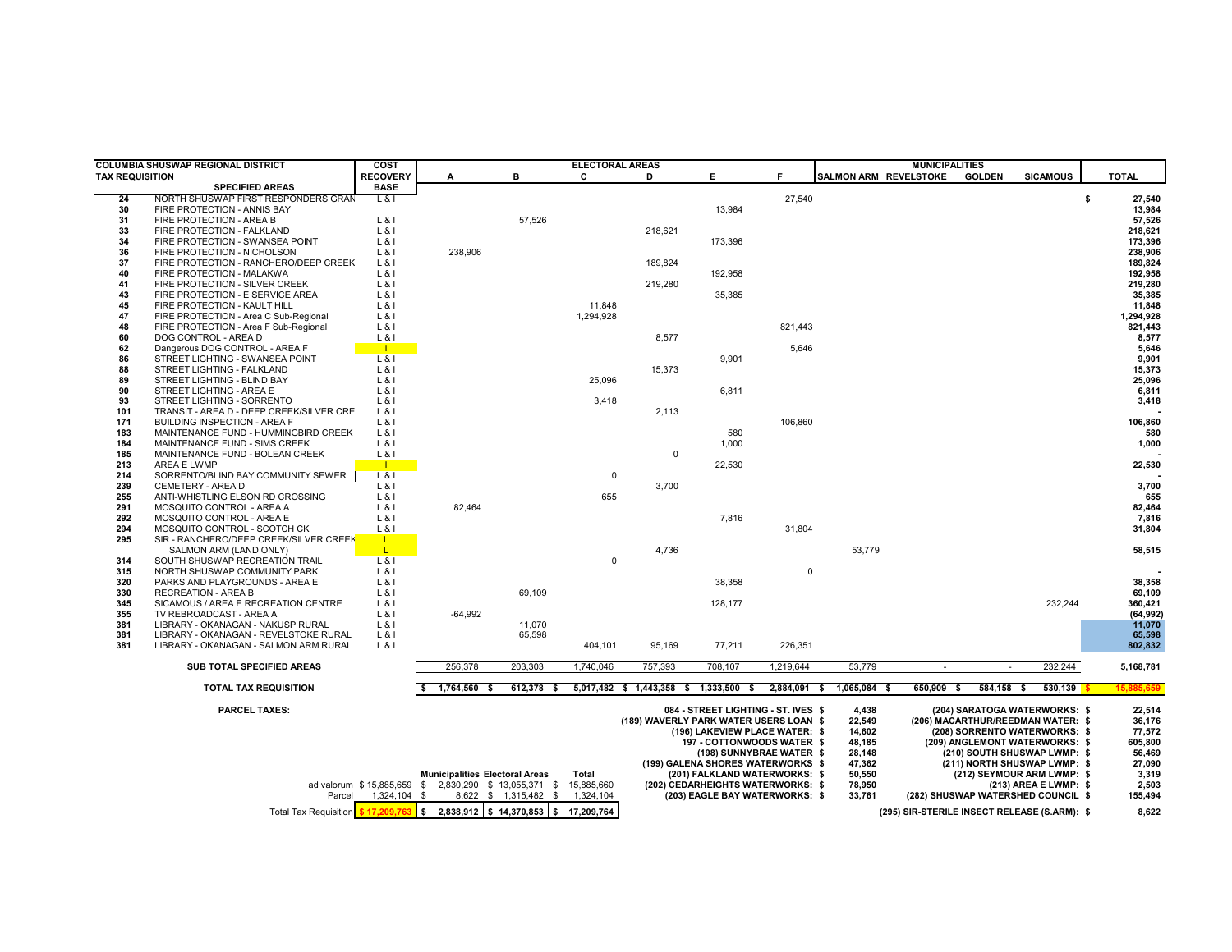| COLUMBIA SHUSWAP REGIONAL DISTRICT | | COST | ELECTORAL AREAS | | | | | | MUNICIPALITIES | | | | |
|---|---|---|---|---|---|---|---|---|---|---|---|---|---|
| TAX REQUISITION | | RECOVERY | A | B | C | D | E | F | SALMON ARM | REVELSTOKE | GOLDEN | SICAMOUS | TOTAL |
| | SPECIFIED AREAS | BASE | | | | | | | | | | | |
| 24 | NORTH SHUSWAP FIRST RESPONDERS GRAN | L & I | | | | | | 27,540 | | | | | $ 27,540 |
| 30 | FIRE PROTECTION - ANNIS BAY | | | | | | 13,984 | | | | | | 13,984 |
| 31 | FIRE PROTECTION - AREA B | L & I | | 57,526 | | | | | | | | | 57,526 |
| 33 | FIRE PROTECTION - FALKLAND | L & I | | | | 218,621 | | | | | | | 218,621 |
| 34 | FIRE PROTECTION - SWANSEA POINT | L & I | | | | | 173,396 | | | | | | 173,396 |
| 36 | FIRE PROTECTION - NICHOLSON | L & I | 238,906 | | | | | | | | | | 238,906 |
| 37 | FIRE PROTECTION - RANCHERO/DEEP CREEK | L & I | | | | 189,824 | | | | | | | 189,824 |
| 40 | FIRE PROTECTION - MALAKWA | L & I | | | | | 192,958 | | | | | | 192,958 |
| 41 | FIRE PROTECTION - SILVER CREEK | L & I | | | | 219,280 | | | | | | | 219,280 |
| 43 | FIRE PROTECTION - E SERVICE AREA | L & I | | | | | 35,385 | | | | | | 35,385 |
| 45 | FIRE PROTECTION - KAULT HILL | L & I | | | 11,848 | | | | | | | | 11,848 |
| 47 | FIRE PROTECTION - Area C Sub-Regional | L & I | | | 1,294,928 | | | | | | | | 1,294,928 |
| 48 | FIRE PROTECTION - Area F Sub-Regional | L & I | | | | | | 821,443 | | | | | 821,443 |
| 60 | DOG CONTROL - AREA D | L & I | | | | 8,577 | | | | | | | 8,577 |
| 62 | Dangerous DOG CONTROL - AREA F | I | | | | | | 5,646 | | | | | 5,646 |
| 86 | STREET LIGHTING - SWANSEA POINT | L & I | | | | | 9,901 | | | | | | 9,901 |
| 88 | STREET LIGHTING - FALKLAND | L & I | | | | 15,373 | | | | | | | 15,373 |
| 89 | STREET LIGHTING - BLIND BAY | L & I | | | 25,096 | | | | | | | | 25,096 |
| 90 | STREET LIGHTING - AREA E | L & I | | | | | 6,811 | | | | | | 6,811 |
| 93 | STREET LIGHTING - SORRENTO | L & I | | | 3,418 | | | | | | | | 3,418 |
| 101 | TRANSIT - AREA D - DEEP CREEK/SILVER CRE | L & I | | | | 2,113 | | | | | | | - |
| 171 | BUILDING INSPECTION - AREA F | L & I | | | | | | 106,860 | | | | | 106,860 |
| 183 | MAINTENANCE FUND - HUMMINGBIRD CREEK | L & I | | | | | 580 | | | | | | 580 |
| 184 | MAINTENANCE FUND - SIMS CREEK | L & I | | | | | 1,000 | | | | | | 1,000 |
| 185 | MAINTENANCE FUND - BOLEAN CREEK | L & I | | | | 0 | | | | | | | - |
| 213 | AREA E LWMP | I | | | | | 22,530 | | | | | | 22,530 |
| 214 | SORRENTO/BLIND BAY COMMUNITY SEWER | L & I | | | 0 | | | | | | | | - |
| 239 | CEMETERY - AREA D | L & I | | | | 3,700 | | | | | | | 3,700 |
| 255 | ANTI-WHISTLING ELSON RD CROSSING | L & I | | | 655 | | | | | | | | 655 |
| 291 | MOSQUITO CONTROL - AREA A | L & I | 82,464 | | | | | | | | | | 82,464 |
| 292 | MOSQUITO CONTROL - AREA E | L & I | | | | | 7,816 | | | | | | 7,816 |
| 294 | MOSQUITO CONTROL - SCOTCH CK | L & I | | | | | | 31,804 | | | | | 31,804 |
| 295 | SIR - RANCHERO/DEEP CREEK/SILVER CREEK | L | | | | | | | | | | | |
| | SALMON ARM (LAND ONLY) | L | | | | 4,736 | | | 53,779 | | | | 58,515 |
| 314 | SOUTH SHUSWAP RECREATION TRAIL | L & I | | | 0 | | | | | | | | |
| 315 | NORTH SHUSWAP COMMUNITY PARK | L & I | | | | | | 0 | | | | | - |
| 320 | PARKS AND PLAYGROUNDS - AREA E | L & I | | | | | 38,358 | | | | | | 38,358 |
| 330 | RECREATION - AREA B | L & I | | 69,109 | | | | | | | | | 69,109 |
| 345 | SICAMOUS / AREA E RECREATION CENTRE | L & I | | | | | 128,177 | | | | | 232,244 | 360,421 |
| 355 | TV REBROADCAST - AREA A | L & I | -64,992 | | | | | | | | | | (64,992) |
| 381 | LIBRARY - OKANAGAN - NAKUSP RURAL | L & I | | 11,070 | | | | | | | | | 11,070 |
| 381 | LIBRARY - OKANAGAN - REVELSTOKE RURAL | L & I | | 65,598 | | | | | | | | | 65,598 |
| 381 | LIBRARY - OKANAGAN - SALMON ARM RURAL | L & I | | | 404,101 | 95,169 | 77,211 | 226,351 | | | | | 802,832 |
| | **SUB TOTAL SPECIFIED AREAS** | | 256,378 | 203,303 | 1,740,046 | 757,393 | 708,107 | 1,219,644 | 53,779 | - | - | 232,244 | 5,168,781 |
| | **TOTAL TAX REQUISITION** | | $ 1,764,560 | $ 612,378 | $ 5,017,482 | $ 1,443,358 | $ 1,333,500 | $ 2,884,091 | $ 1,065,084 | $ 650,909 | $ 584,158 | $ 530,139 | $ 15,885,659 |

**PARCEL TAXES:**

| | | Municipalities | Electoral Areas | Total |
|---|---|---|---|---|
| ad valorum | $ 15,885,659 | $ 2,830,290 | $ 13,055,371 | $ 15,885,660 |
| Parcel | 1,324,104 | $ 8,622 | $ 1,315,482 | $ 1,324,104 |
| Total Tax Requisition | $ 17,209,763 | $ 2,838,912 | $ 14,370,853 | $ 17,209,764 |

| Parcel Tax | Amount | Parcel Tax | Amount |
|---|---|---|---|
| 084 - STREET LIGHTING - ST. IVES | $ 4,438 | (204) SARATOGA WATERWORKS: | $ 22,514 |
| (189) WAVERLY PARK WATER USERS LOAN | $ 22,549 | (206) MACARTHUR/REEDMAN WATER: | $ 36,176 |
| (196) LAKEVIEW PLACE WATER: | $ 14,602 | (208) SORRENTO WATERWORKS: | $ 77,572 |
| 197 - COTTONWOODS WATER | $ 48,185 | (209) ANGLEMONT WATERWORKS: | $ 605,800 |
| (198) SUNNYBRAE WATER | $ 28,148 | (210) SOUTH SHUSWAP LWMP: | $ 56,469 |
| (199) GALENA SHORES WATERWORKS | $ 47,362 | (211) NORTH SHUSWAP LWMP: | $ 27,090 |
| (201) FALKLAND WATERWORKS: | $ 50,550 | (212) SEYMOUR ARM LWMP: | $ 3,319 |
| (202) CEDARHEIGHTS WATERWORKS: | $ 78,950 | (213) AREA E LWMP: | $ 2,503 |
| (203) EAGLE BAY WATERWORKS: | $ 33,761 | (282) SHUSWAP WATERSHED COUNCIL | $ 155,494 |
| | | (295) SIR-STERILE INSECT RELEASE (S.ARM): | $ 8,622 |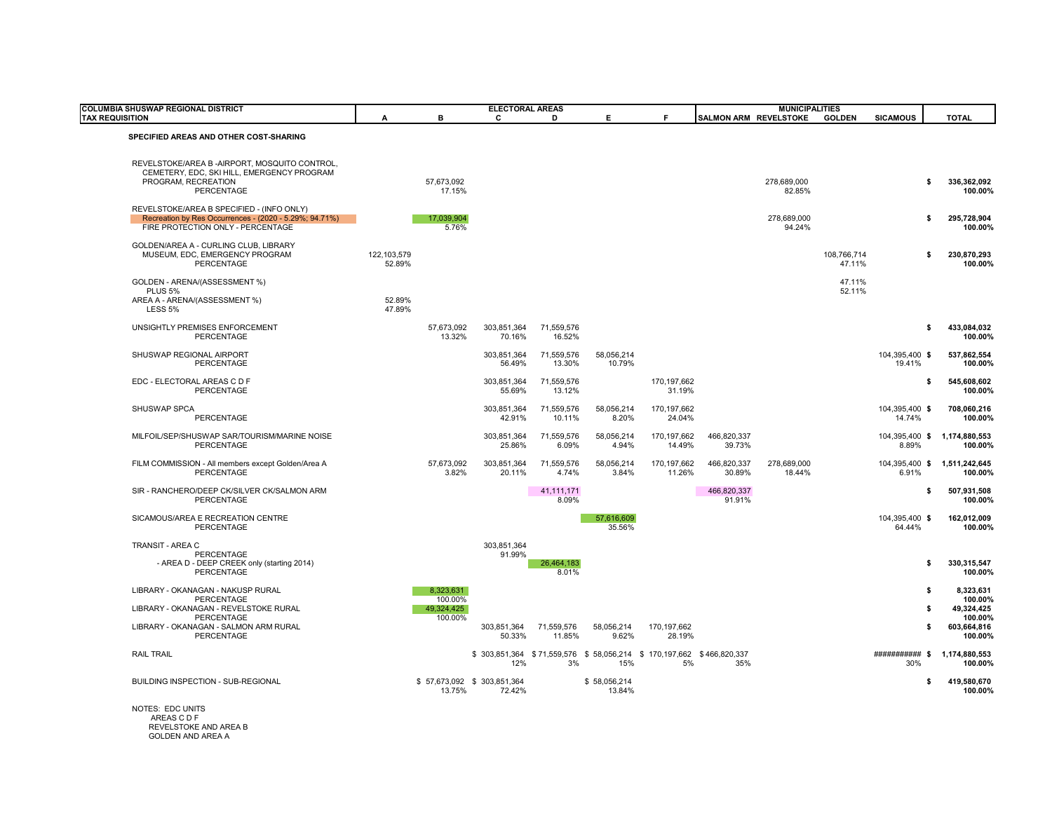| COLUMBIA SHUSWAP REGIONAL DISTRICT TAX REQUISITION | ELECTORAL AREAS A | B | C | D | E | F | MUNICIPALITIES SALMON ARM | REVELSTOKE | GOLDEN | SICAMOUS | TOTAL |
|---|---|---|---|---|---|---|---|---|---|---|---|
| **SPECIFIED AREAS AND OTHER COST-SHARING** | | | | | | | | | | | |
| REVELSTOKE/AREA B -AIRPORT, MOSQUITO CONTROL, CEMETERY, EDC, SKI HILL, EMERGENCY PROGRAM PROGRAM, RECREATION | | 57,673,092 | | | | | | 278,689,000 | | | $ 336,362,092 |
| PERCENTAGE | | 17.15% | | | | | | 82.85% | | | 100.00% |
| REVELSTOKE/AREA B SPECIFIED - (INFO ONLY) | | | | | | | | | | | |
| Recreation by Res Occurrences - (2020 - 5.29%; 94.71%) | | 17,039,904 | | | | | | 278,689,000 | | | $ 295,728,904 |
| FIRE PROTECTION ONLY - PERCENTAGE | | 5.76% | | | | | | 94.24% | | | 100.00% |
| GOLDEN/AREA A - CURLING CLUB, LIBRARY MUSEUM, EDC, EMERGENCY PROGRAM | 122,103,579 | | | | | | | | 108,766,714 | | $ 230,870,293 |
| PERCENTAGE | 52.89% | | | | | | | | 47.11% | | 100.00% |
| GOLDEN - ARENA/(ASSESSMENT %) | | | | | | | | | 47.11% | | |
| PLUS 5% | | | | | | | | | 52.11% | | |
| AREA A - ARENA/(ASSESSMENT %) | 52.89% | | | | | | | | | | |
| LESS 5% | 47.89% | | | | | | | | | | |
| UNSIGHTLY PREMISES ENFORCEMENT | | 57,673,092 | 303,851,364 | 71,559,576 | | | | | | | $ 433,084,032 |
| PERCENTAGE | | 13.32% | 70.16% | 16.52% | | | | | | | 100.00% |
| SHUSWAP REGIONAL AIRPORT | | | 303,851,364 | 71,559,576 | 58,056,214 | | | | | 104,395,400 | $ 537,862,554 |
| PERCENTAGE | | | 56.49% | 13.30% | 10.79% | | | | | 19.41% | 100.00% |
| EDC - ELECTORAL AREAS C D F | | | 303,851,364 | 71,559,576 | | 170,197,662 | | | | | $ 545,608,602 |
| PERCENTAGE | | | 55.69% | 13.12% | | 31.19% | | | | | 100.00% |
| SHUSWAP SPCA | | | 303,851,364 | 71,559,576 | 58,056,214 | 170,197,662 | | | | 104,395,400 | $ 708,060,216 |
| PERCENTAGE | | | 42.91% | 10.11% | 8.20% | 24.04% | | | | 14.74% | 100.00% |
| MILFOIL/SEP/SHUSWAP SAR/TOURISM/MARINE NOISE | | | 303,851,364 | 71,559,576 | 58,056,214 | 170,197,662 | 466,820,337 | | | 104,395,400 | $ 1,174,880,553 |
| PERCENTAGE | | | 25.86% | 6.09% | 4.94% | 14.49% | 39.73% | | | 8.89% | 100.00% |
| FILM COMMISSION - All members except Golden/Area A | | 57,673,092 | 303,851,364 | 71,559,576 | 58,056,214 | 170,197,662 | 466,820,337 | 278,689,000 | | 104,395,400 | $ 1,511,242,645 |
| PERCENTAGE | | 3.82% | 20.11% | 4.74% | 3.84% | 11.26% | 30.89% | 18.44% | | 6.91% | 100.00% |
| SIR - RANCHERO/DEEP CK/SILVER CK/SALMON ARM | | | | 41,111,171 | | | 466,820,337 | | | | $ 507,931,508 |
| PERCENTAGE | | | | 8.09% | | | 91.91% | | | | 100.00% |
| SICAMOUS/AREA E RECREATION CENTRE | | | | | 57,616,609 | | | | | 104,395,400 | $ 162,012,009 |
| PERCENTAGE | | | | | 35.56% | | | | | 64.44% | 100.00% |
| TRANSIT - AREA C | | | 303,851,364 | | | | | | | | |
| PERCENTAGE | | | 91.99% | | | | | | | | |
| - AREA D - DEEP CREEK only (starting 2014) | | | | 26,464,183 | | | | | | | $ 330,315,547 |
| PERCENTAGE | | | | 8.01% | | | | | | | 100.00% |
| LIBRARY - OKANAGAN - NAKUSP RURAL | | 8,323,631 | | | | | | | | | $ 8,323,631 |
| PERCENTAGE | | 100.00% | | | | | | | | | 100.00% |
| LIBRARY - OKANAGAN - REVELSTOKE RURAL | | 49,324,425 | | | | | | | | | $ 49,324,425 |
| PERCENTAGE | | 100.00% | | | | | | | | | 100.00% |
| LIBRARY - OKANAGAN - SALMON ARM RURAL | | | 303,851,364 | 71,559,576 | 58,056,214 | 170,197,662 | | | | | $ 603,664,816 |
| PERCENTAGE | | | 50.33% | 11.85% | 9.62% | 28.19% | | | | | 100.00% |
| RAIL TRAIL | | | $ 303,851,364 | $ 71,559,576 | $ 58,056,214 | $ 170,197,662 | $ 466,820,337 | | | ########### | $ 1,174,880,553 |
| | | | 12% | 3% | 15% | 5% | 35% | | | 30% | 100.00% |
| BUILDING INSPECTION - SUB-REGIONAL | | $ 57,673,092 | $ 303,851,364 | | $ 58,056,214 | | | | | | $ 419,580,670 |
| | | 13.75% | 72.42% | | 13.84% | | | | | | 100.00% |

NOTES: EDC UNITS
AREAS C D F
REVELSTOKE AND AREA B
GOLDEN AND AREA A